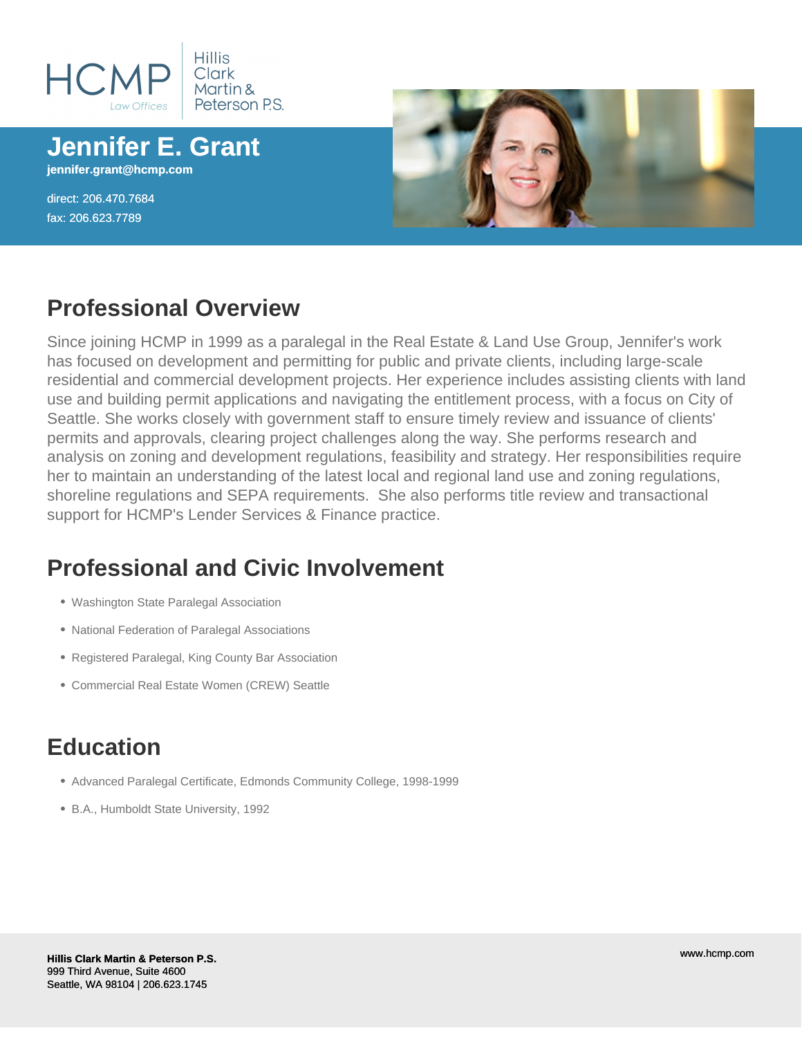HCMP Law Offices | Hillis Clark Martin & Peterson P.S.

# Jennifer E. Grant

**jennifer.grant@hcmp.com**

direct: 206.470.7684
fax: 206.623.7789

## Professional Overview

Since joining HCMP in 1999 as a paralegal in the Real Estate & Land Use Group, Jennifer's work has focused on development and permitting for public and private clients, including large-scale residential and commercial development projects. Her experience includes assisting clients with land use and building permit applications and navigating the entitlement process, with a focus on City of Seattle. She works closely with government staff to ensure timely review and issuance of clients' permits and approvals, clearing project challenges along the way. She performs research and analysis on zoning and development regulations, feasibility and strategy. Her responsibilities require her to maintain an understanding of the latest local and regional land use and zoning regulations, shoreline regulations and SEPA requirements. She also performs title review and transactional support for HCMP's Lender Services & Finance practice.

## Professional and Civic Involvement

- Washington State Paralegal Association
- National Federation of Paralegal Associations
- Registered Paralegal, King County Bar Association
- Commercial Real Estate Women (CREW) Seattle

## Education

- Advanced Paralegal Certificate, Edmonds Community College, 1998-1999
- B.A., Humboldt State University, 1992

**Hillis Clark Martin & Peterson P.S.**
999 Third Avenue, Suite 4600
Seattle, WA 98104 | 206.623.1745

www.hcmp.com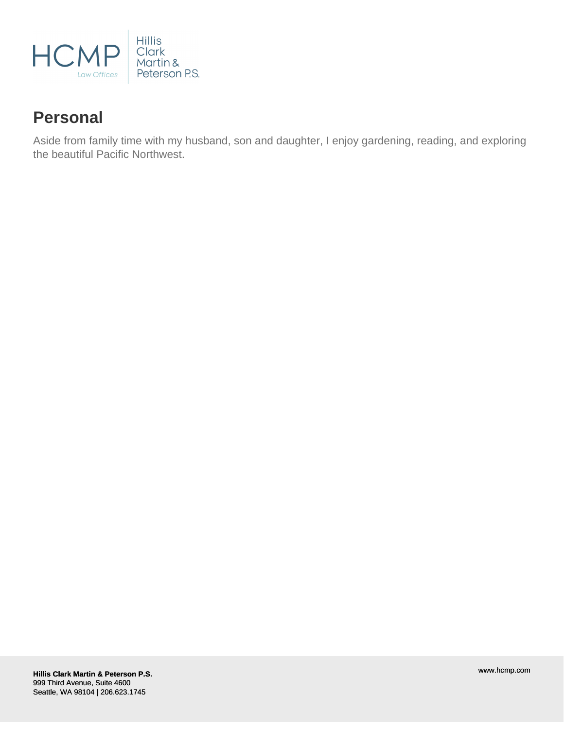## Personal

Aside from family time with my husband, son and daughter, I enjoy gardening, reading, and exploring the beautiful Pacific Northwest.